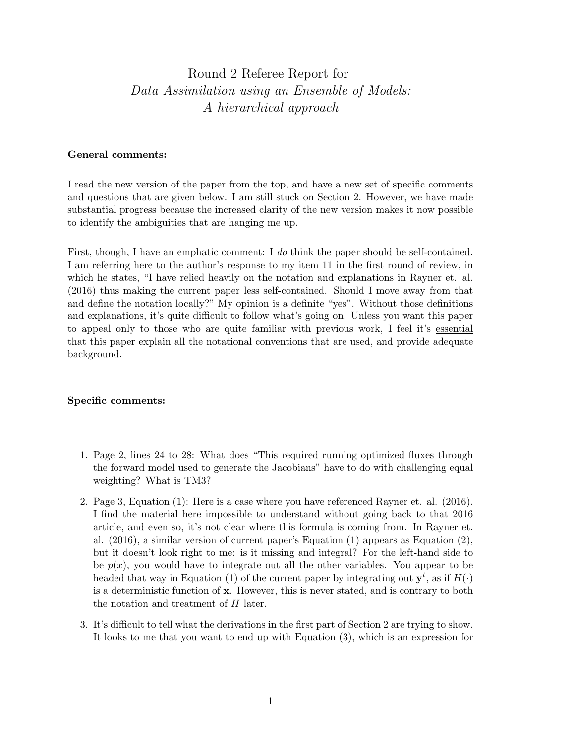# Round 2 Referee Report for
## *Data Assimilation using an Ensemble of Models: A hierarchical approach*

**General comments:**

I read the new version of the paper from the top, and have a new set of specific comments and questions that are given below. I am still stuck on Section 2. However, we have made substantial progress because the increased clarity of the new version makes it now possible to identify the ambiguities that are hanging me up.

First, though, I have an emphatic comment: I *do* think the paper should be self-contained. I am referring here to the author's response to my item 11 in the first round of review, in which he states, "I have relied heavily on the notation and explanations in Rayner et. al. (2016) thus making the current paper less self-contained. Should I move away from that and define the notation locally?" My opinion is a definite "yes". Without those definitions and explanations, it's quite difficult to follow what's going on. Unless you want this paper to appeal only to those who are quite familiar with previous work, I feel it's <u>essential</u> that this paper explain all the notational conventions that are used, and provide adequate background.

**Specific comments:**

1. Page 2, lines 24 to 28: What does "This required running optimized fluxes through the forward model used to generate the Jacobians" have to do with challenging equal weighting? What is TM3?

2. Page 3, Equation (1): Here is a case where you have referenced Rayner et. al. (2016). I find the material here impossible to understand without going back to that 2016 article, and even so, it's not clear where this formula is coming from. In Rayner et. al. (2016), a similar version of current paper's Equation (1) appears as Equation (2), but it doesn't look right to me: is it missing and integral? For the left-hand side to be $p(x)$, you would have to integrate out all the other variables. You appear to be headed that way in Equation (1) of the current paper by integrating out $\mathbf{y}^t$, as if $H(\cdot)$ is a deterministic function of $\mathbf{x}$. However, this is never stated, and is contrary to both the notation and treatment of $H$ later.

3. It's difficult to tell what the derivations in the first part of Section 2 are trying to show. It looks to me that you want to end up with Equation (3), which is an expression for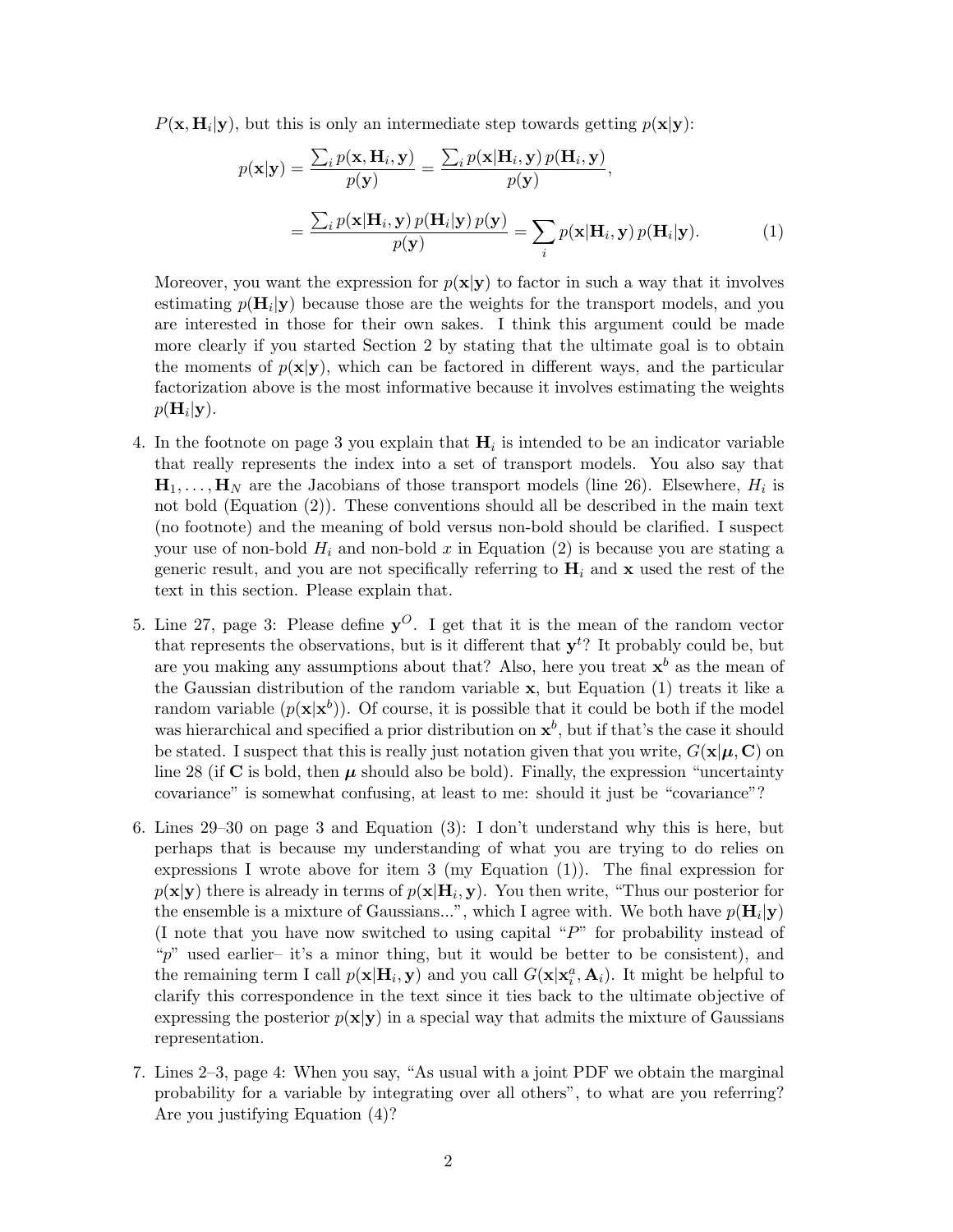$P(\mathbf{x}, \mathbf{H}_i|\mathbf{y})$, but this is only an intermediate step towards getting $p(\mathbf{x}|\mathbf{y})$:

$$p(\mathbf{x}|\mathbf{y}) = \frac{\sum_i p(\mathbf{x}, \mathbf{H}_i, \mathbf{y})}{p(\mathbf{y})} = \frac{\sum_i p(\mathbf{x}|\mathbf{H}_i, \mathbf{y})\, p(\mathbf{H}_i, \mathbf{y})}{p(\mathbf{y})},$$

$$= \frac{\sum_i p(\mathbf{x}|\mathbf{H}_i, \mathbf{y})\, p(\mathbf{H}_i|\mathbf{y})\, p(\mathbf{y})}{p(\mathbf{y})} = \sum_i p(\mathbf{x}|\mathbf{H}_i, \mathbf{y})\, p(\mathbf{H}_i|\mathbf{y}). \tag{1}$$

Moreover, you want the expression for $p(\mathbf{x}|\mathbf{y})$ to factor in such a way that it involves estimating $p(\mathbf{H}_i|\mathbf{y})$ because those are the weights for the transport models, and you are interested in those for their own sakes. I think this argument could be made more clearly if you started Section 2 by stating that the ultimate goal is to obtain the moments of $p(\mathbf{x}|\mathbf{y})$, which can be factored in different ways, and the particular factorization above is the most informative because it involves estimating the weights $p(\mathbf{H}_i|\mathbf{y})$.

4. In the footnote on page 3 you explain that $\mathbf{H}_i$ is intended to be an indicator variable that really represents the index into a set of transport models. You also say that $\mathbf{H}_1, \ldots, \mathbf{H}_N$ are the Jacobians of those transport models (line 26). Elsewhere, $H_i$ is not bold (Equation (2)). These conventions should all be described in the main text (no footnote) and the meaning of bold versus non-bold should be clarified. I suspect your use of non-bold $H_i$ and non-bold $x$ in Equation (2) is because you are stating a generic result, and you are not specifically referring to $\mathbf{H}_i$ and $\mathbf{x}$ used the rest of the text in this section. Please explain that.

5. Line 27, page 3: Please define $\mathbf{y}^O$. I get that it is the mean of the random vector that represents the observations, but is it different that $\mathbf{y}^t$? It probably could be, but are you making any assumptions about that? Also, here you treat $\mathbf{x}^b$ as the mean of the Gaussian distribution of the random variable $\mathbf{x}$, but Equation (1) treats it like a random variable ($p(\mathbf{x}|\mathbf{x}^b)$). Of course, it is possible that it could be both if the model was hierarchical and specified a prior distribution on $\mathbf{x}^b$, but if that's the case it should be stated. I suspect that this is really just notation given that you write, $G(\mathbf{x}|\boldsymbol{\mu}, \mathbf{C})$ on line 28 (if $\mathbf{C}$ is bold, then $\boldsymbol{\mu}$ should also be bold). Finally, the expression "uncertainty covariance" is somewhat confusing, at least to me: should it just be "covariance"?

6. Lines 29–30 on page 3 and Equation (3): I don't understand why this is here, but perhaps that is because my understanding of what you are trying to do relies on expressions I wrote above for item 3 (my Equation (1)). The final expression for $p(\mathbf{x}|\mathbf{y})$ there is already in terms of $p(\mathbf{x}|\mathbf{H}_i, \mathbf{y})$. You then write, "Thus our posterior for the ensemble is a mixture of Gaussians...", which I agree with. We both have $p(\mathbf{H}_i|\mathbf{y})$ (I note that you have now switched to using capital "$P$" for probability instead of "$p$" used earlier– it's a minor thing, but it would be better to be consistent), and the remaining term I call $p(\mathbf{x}|\mathbf{H}_i, \mathbf{y})$ and you call $G(\mathbf{x}|\mathbf{x}_i^a, \mathbf{A}_i)$. It might be helpful to clarify this correspondence in the text since it ties back to the ultimate objective of expressing the posterior $p(\mathbf{x}|\mathbf{y})$ in a special way that admits the mixture of Gaussians representation.

7. Lines 2–3, page 4: When you say, "As usual with a joint PDF we obtain the marginal probability for a variable by integrating over all others", to what are you referring? Are you justifying Equation (4)?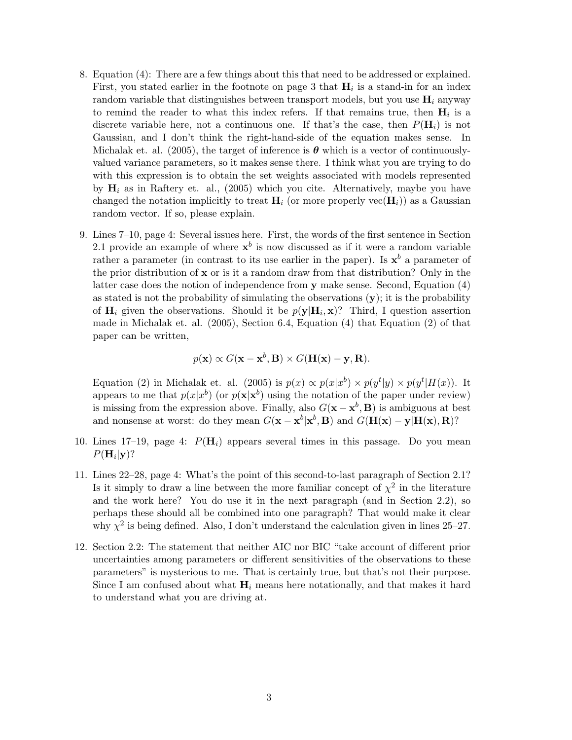8. Equation (4): There are a few things about this that need to be addressed or explained. First, you stated earlier in the footnote on page 3 that $\mathbf{H}_i$ is a stand-in for an index random variable that distinguishes between transport models, but you use $\mathbf{H}_i$ anyway to remind the reader to what this index refers. If that remains true, then $\mathbf{H}_i$ is a discrete variable here, not a continuous one. If that's the case, then $P(\mathbf{H}_i)$ is not Gaussian, and I don't think the right-hand-side of the equation makes sense. In Michalak et. al. (2005), the target of inference is $\boldsymbol{\theta}$ which is a vector of continuously-valued variance parameters, so it makes sense there. I think what you are trying to do with this expression is to obtain the set weights associated with models represented by $\mathbf{H}_i$ as in Raftery et. al., (2005) which you cite. Alternatively, maybe you have changed the notation implicitly to treat $\mathbf{H}_i$ (or more properly vec($\mathbf{H}_i$)) as a Gaussian random vector. If so, please explain.

9. Lines 7–10, page 4: Several issues here. First, the words of the first sentence in Section 2.1 provide an example of where $\mathbf{x}^b$ is now discussed as if it were a random variable rather a parameter (in contrast to its use earlier in the paper). Is $\mathbf{x}^b$ a parameter of the prior distribution of $\mathbf{x}$ or is it a random draw from that distribution? Only in the latter case does the notion of independence from $\mathbf{y}$ make sense. Second, Equation (4) as stated is not the probability of simulating the observations ($\mathbf{y}$); it is the probability of $\mathbf{H}_i$ given the observations. Should it be $p(\mathbf{y}|\mathbf{H}_i, \mathbf{x})$? Third, I question assertion made in Michalak et. al. (2005), Section 6.4, Equation (4) that Equation (2) of that paper can be written,

$$p(\mathbf{x}) \propto G(\mathbf{x} - \mathbf{x}^b, \mathbf{B}) \times G(\mathbf{H}(\mathbf{x}) - \mathbf{y}, \mathbf{R}).$$

Equation (2) in Michalak et. al. (2005) is $p(x) \propto p(x|x^b) \times p(y^t|y) \times p(y^t|H(x))$. It appears to me that $p(x|x^b)$ (or $p(\mathbf{x}|\mathbf{x}^b)$ using the notation of the paper under review) is missing from the expression above. Finally, also $G(\mathbf{x} - \mathbf{x}^b, \mathbf{B})$ is ambiguous at best and nonsense at worst: do they mean $G(\mathbf{x} - \mathbf{x}^b|\mathbf{x}^b, \mathbf{B})$ and $G(\mathbf{H}(\mathbf{x}) - \mathbf{y}|\mathbf{H}(\mathbf{x}), \mathbf{R})$?

10. Lines 17–19, page 4: $P(\mathbf{H}_i)$ appears several times in this passage. Do you mean $P(\mathbf{H}_i|\mathbf{y})$?

11. Lines 22–28, page 4: What's the point of this second-to-last paragraph of Section 2.1? Is it simply to draw a line between the more familiar concept of $\chi^2$ in the literature and the work here? You do use it in the next paragraph (and in Section 2.2), so perhaps these should all be combined into one paragraph? That would make it clear why $\chi^2$ is being defined. Also, I don't understand the calculation given in lines 25–27.

12. Section 2.2: The statement that neither AIC nor BIC "take account of different prior uncertainties among parameters or different sensitivities of the observations to these parameters" is mysterious to me. That is certainly true, but that's not their purpose. Since I am confused about what $\mathbf{H}_i$ means here notationally, and that makes it hard to understand what you are driving at.